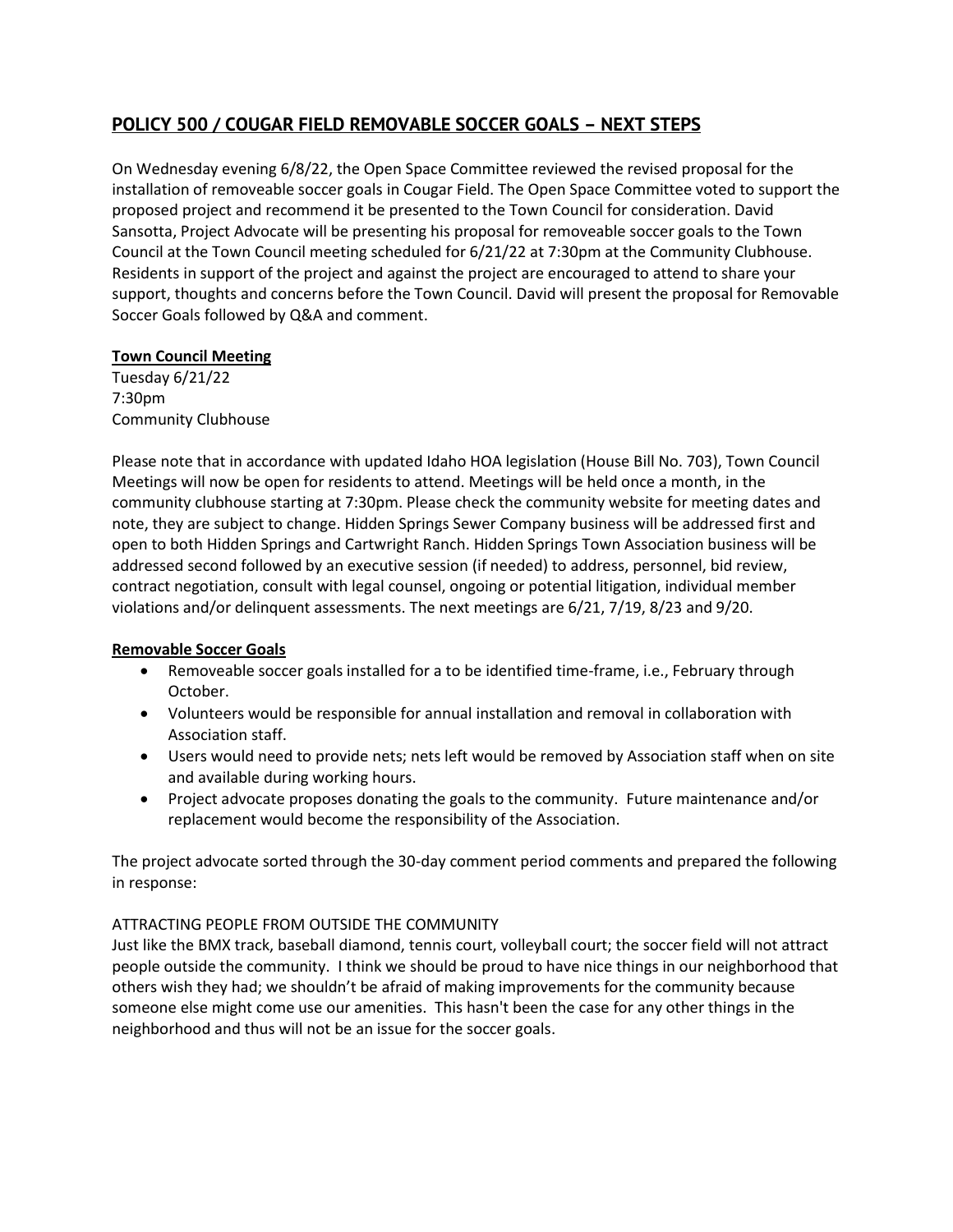## **POLICY 500 / COUGAR FIELD REMOVABLE SOCCER GOALS – NEXT STEPS**

On Wednesday evening 6/8/22, the Open Space Committee reviewed the revised proposal for the installation of removeable soccer goals in Cougar Field. The Open Space Committee voted to support the proposed project and recommend it be presented to the Town Council for consideration. David Sansotta, Project Advocate will be presenting his proposal for removeable soccer goals to the Town Council at the Town Council meeting scheduled for 6/21/22 at 7:30pm at the Community Clubhouse. Residents in support of the project and against the project are encouraged to attend to share your support, thoughts and concerns before the Town Council. David will present the proposal for Removable Soccer Goals followed by Q&A and comment.

**Town Council Meeting**
Tuesday 6/21/22
7:30pm
Community Clubhouse

Please note that in accordance with updated Idaho HOA legislation (House Bill No. 703), Town Council Meetings will now be open for residents to attend. Meetings will be held once a month, in the community clubhouse starting at 7:30pm. Please check the community website for meeting dates and note, they are subject to change. Hidden Springs Sewer Company business will be addressed first and open to both Hidden Springs and Cartwright Ranch. Hidden Springs Town Association business will be addressed second followed by an executive session (if needed) to address, personnel, bid review, contract negotiation, consult with legal counsel, ongoing or potential litigation, individual member violations and/or delinquent assessments. The next meetings are 6/21, 7/19, 8/23 and 9/20.

**Removable Soccer Goals**

- Removeable soccer goals installed for a to be identified time-frame, i.e., February through October.
- Volunteers would be responsible for annual installation and removal in collaboration with Association staff.
- Users would need to provide nets; nets left would be removed by Association staff when on site and available during working hours.
- Project advocate proposes donating the goals to the community. Future maintenance and/or replacement would become the responsibility of the Association.

The project advocate sorted through the 30-day comment period comments and prepared the following in response:

ATTRACTING PEOPLE FROM OUTSIDE THE COMMUNITY
Just like the BMX track, baseball diamond, tennis court, volleyball court; the soccer field will not attract people outside the community. I think we should be proud to have nice things in our neighborhood that others wish they had; we shouldn't be afraid of making improvements for the community because someone else might come use our amenities. This hasn't been the case for any other things in the neighborhood and thus will not be an issue for the soccer goals.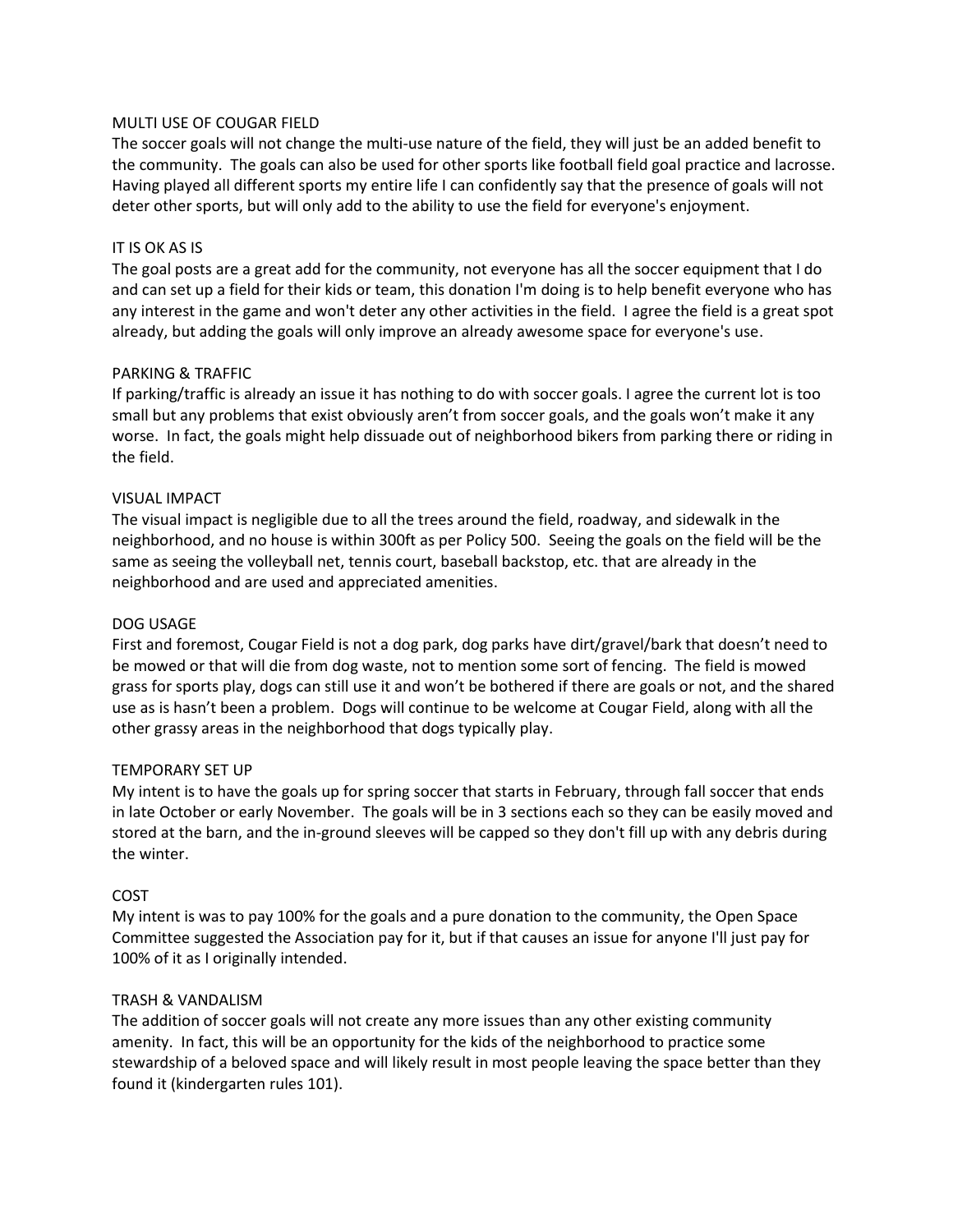## MULTI USE OF COUGAR FIELD

The soccer goals will not change the multi-use nature of the field, they will just be an added benefit to the community. The goals can also be used for other sports like football field goal practice and lacrosse. Having played all different sports my entire life I can confidently say that the presence of goals will not deter other sports, but will only add to the ability to use the field for everyone's enjoyment.

## IT IS OK AS IS

The goal posts are a great add for the community, not everyone has all the soccer equipment that I do and can set up a field for their kids or team, this donation I'm doing is to help benefit everyone who has any interest in the game and won't deter any other activities in the field. I agree the field is a great spot already, but adding the goals will only improve an already awesome space for everyone's use.

## PARKING & TRAFFIC

If parking/traffic is already an issue it has nothing to do with soccer goals. I agree the current lot is too small but any problems that exist obviously aren't from soccer goals, and the goals won't make it any worse. In fact, the goals might help dissuade out of neighborhood bikers from parking there or riding in the field.

## VISUAL IMPACT

The visual impact is negligible due to all the trees around the field, roadway, and sidewalk in the neighborhood, and no house is within 300ft as per Policy 500. Seeing the goals on the field will be the same as seeing the volleyball net, tennis court, baseball backstop, etc. that are already in the neighborhood and are used and appreciated amenities.

## DOG USAGE

First and foremost, Cougar Field is not a dog park, dog parks have dirt/gravel/bark that doesn't need to be mowed or that will die from dog waste, not to mention some sort of fencing. The field is mowed grass for sports play, dogs can still use it and won't be bothered if there are goals or not, and the shared use as is hasn't been a problem. Dogs will continue to be welcome at Cougar Field, along with all the other grassy areas in the neighborhood that dogs typically play.

## TEMPORARY SET UP

My intent is to have the goals up for spring soccer that starts in February, through fall soccer that ends in late October or early November. The goals will be in 3 sections each so they can be easily moved and stored at the barn, and the in-ground sleeves will be capped so they don't fill up with any debris during the winter.

## COST

My intent is was to pay 100% for the goals and a pure donation to the community, the Open Space Committee suggested the Association pay for it, but if that causes an issue for anyone I'll just pay for 100% of it as I originally intended.

## TRASH & VANDALISM

The addition of soccer goals will not create any more issues than any other existing community amenity. In fact, this will be an opportunity for the kids of the neighborhood to practice some stewardship of a beloved space and will likely result in most people leaving the space better than they found it (kindergarten rules 101).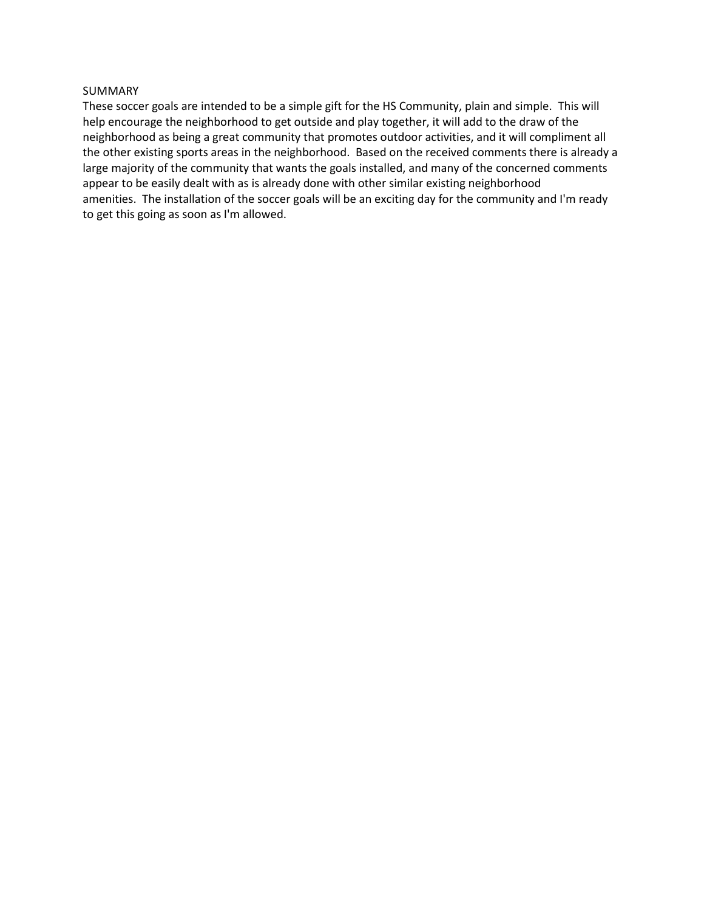SUMMARY

These soccer goals are intended to be a simple gift for the HS Community, plain and simple. This will help encourage the neighborhood to get outside and play together, it will add to the draw of the neighborhood as being a great community that promotes outdoor activities, and it will compliment all the other existing sports areas in the neighborhood. Based on the received comments there is already a large majority of the community that wants the goals installed, and many of the concerned comments appear to be easily dealt with as is already done with other similar existing neighborhood amenities. The installation of the soccer goals will be an exciting day for the community and I'm ready to get this going as soon as I'm allowed.